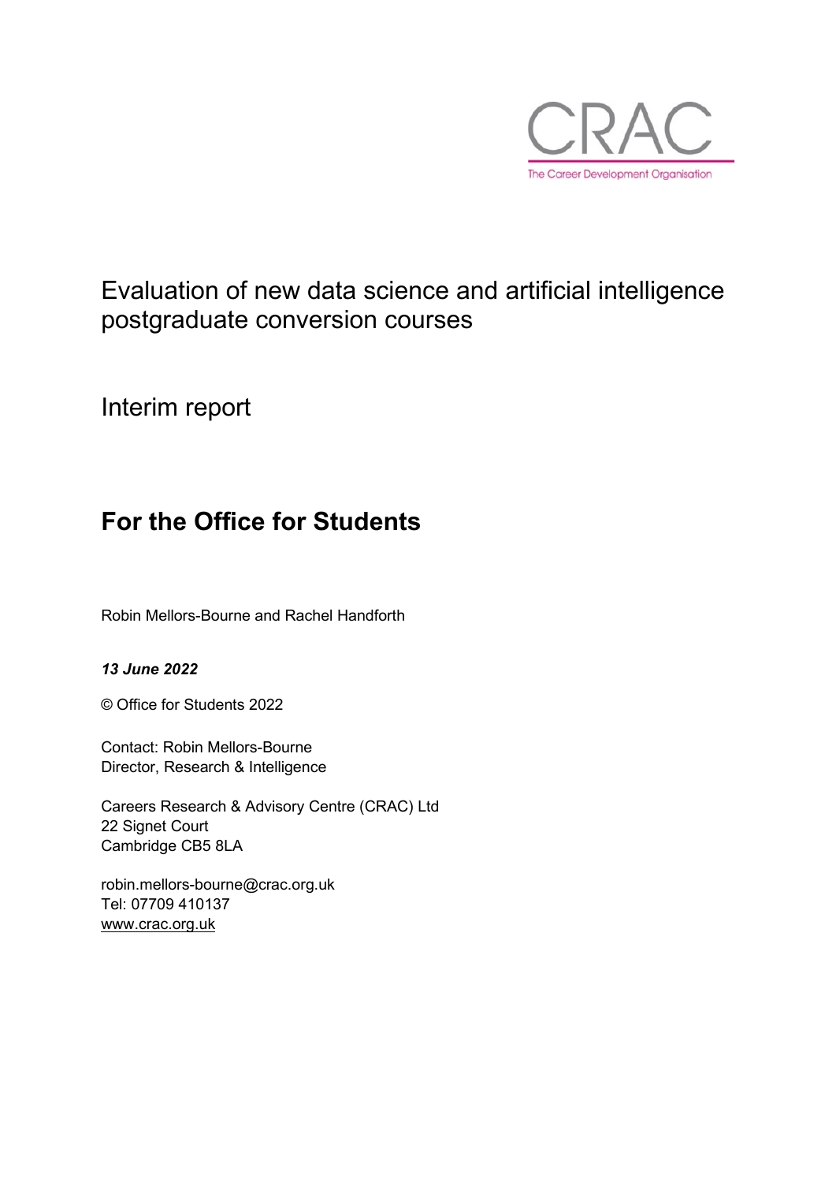CRAC

The Career Development Organisation

# Evaluation of new data science and artificial intelligence postgraduate conversion courses

Interim report

## For the Office for Students

Robin Mellors-Bourne and Rachel Handforth

***13 June 2022***

© Office for Students 2022

Contact: Robin Mellors-Bourne
Director, Research & Intelligence

Careers Research & Advisory Centre (CRAC) Ltd
22 Signet Court
Cambridge CB5 8LA

robin.mellors-bourne@crac.org.uk
Tel: 07709 410137
www.crac.org.uk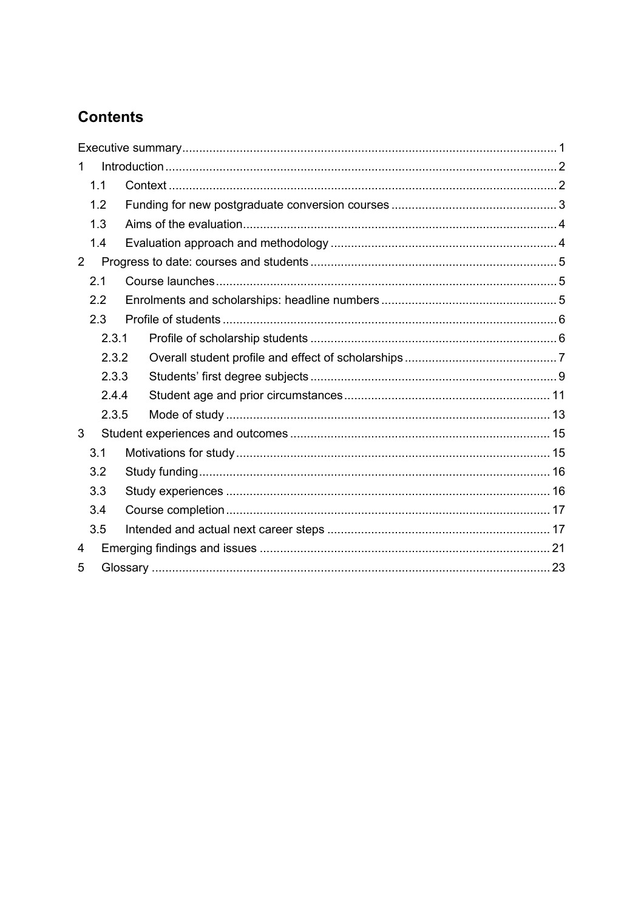## Contents

Executive summary ........................................................................................................... 1

1 Introduction ................................................................................................................. 2

1.1 Context ................................................................................................................... 2

1.2 Funding for new postgraduate conversion courses ................................................ 3

1.3 Aims of the evaluation ............................................................................................ 4

1.4 Evaluation approach and methodology .................................................................. 4

2 Progress to date: courses and students ....................................................................... 5

2.1 Course launches ..................................................................................................... 5

2.2 Enrolments and scholarships: headline numbers ................................................... 5

2.3 Profile of students ................................................................................................... 6

2.3.1 Profile of scholarship students ........................................................................ 6

2.3.2 Overall student profile and effect of scholarships ............................................ 7

2.3.3 Students' first degree subjects ......................................................................... 9

2.4.4 Student age and prior circumstances ............................................................ 11

2.3.5 Mode of study ............................................................................................... 13

3 Student experiences and outcomes ............................................................................ 15

3.1 Motivations for study ............................................................................................ 15

3.2 Study funding ....................................................................................................... 16

3.3 Study experiences ................................................................................................ 16

3.4 Course completion ............................................................................................... 17

3.5 Intended and actual next career steps .................................................................. 17

4 Emerging findings and issues ..................................................................................... 21

5 Glossary ..................................................................................................................... 23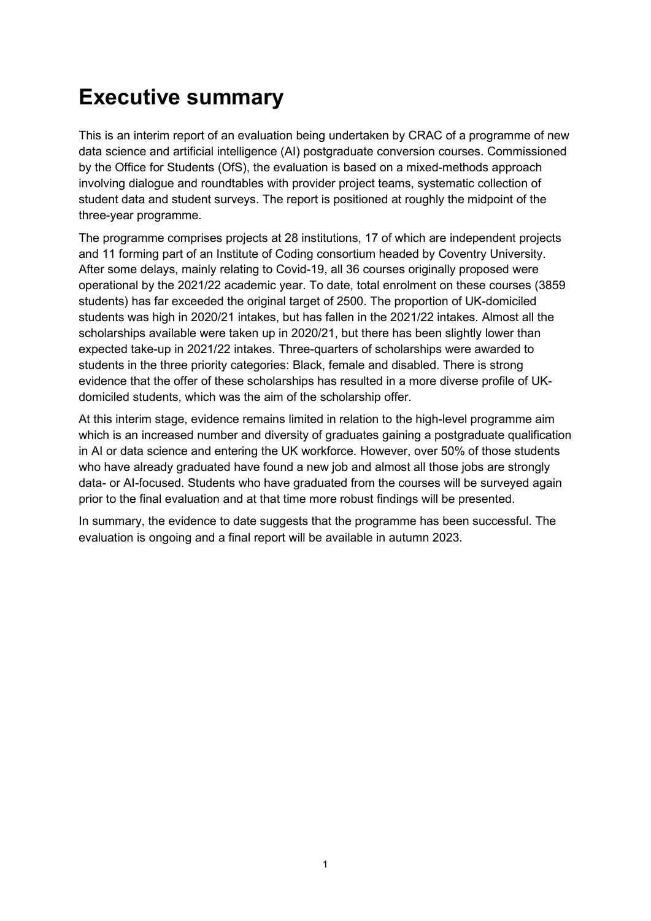# Executive summary

This is an interim report of an evaluation being undertaken by CRAC of a programme of new data science and artificial intelligence (AI) postgraduate conversion courses. Commissioned by the Office for Students (OfS), the evaluation is based on a mixed-methods approach involving dialogue and roundtables with provider project teams, systematic collection of student data and student surveys. The report is positioned at roughly the midpoint of the three-year programme.

The programme comprises projects at 28 institutions, 17 of which are independent projects and 11 forming part of an Institute of Coding consortium headed by Coventry University. After some delays, mainly relating to Covid-19, all 36 courses originally proposed were operational by the 2021/22 academic year. To date, total enrolment on these courses (3859 students) has far exceeded the original target of 2500. The proportion of UK-domiciled students was high in 2020/21 intakes, but has fallen in the 2021/22 intakes. Almost all the scholarships available were taken up in 2020/21, but there has been slightly lower than expected take-up in 2021/22 intakes. Three-quarters of scholarships were awarded to students in the three priority categories: Black, female and disabled. There is strong evidence that the offer of these scholarships has resulted in a more diverse profile of UK-domiciled students, which was the aim of the scholarship offer.

At this interim stage, evidence remains limited in relation to the high-level programme aim which is an increased number and diversity of graduates gaining a postgraduate qualification in AI or data science and entering the UK workforce. However, over 50% of those students who have already graduated have found a new job and almost all those jobs are strongly data- or AI-focused. Students who have graduated from the courses will be surveyed again prior to the final evaluation and at that time more robust findings will be presented.

In summary, the evidence to date suggests that the programme has been successful. The evaluation is ongoing and a final report will be available in autumn 2023.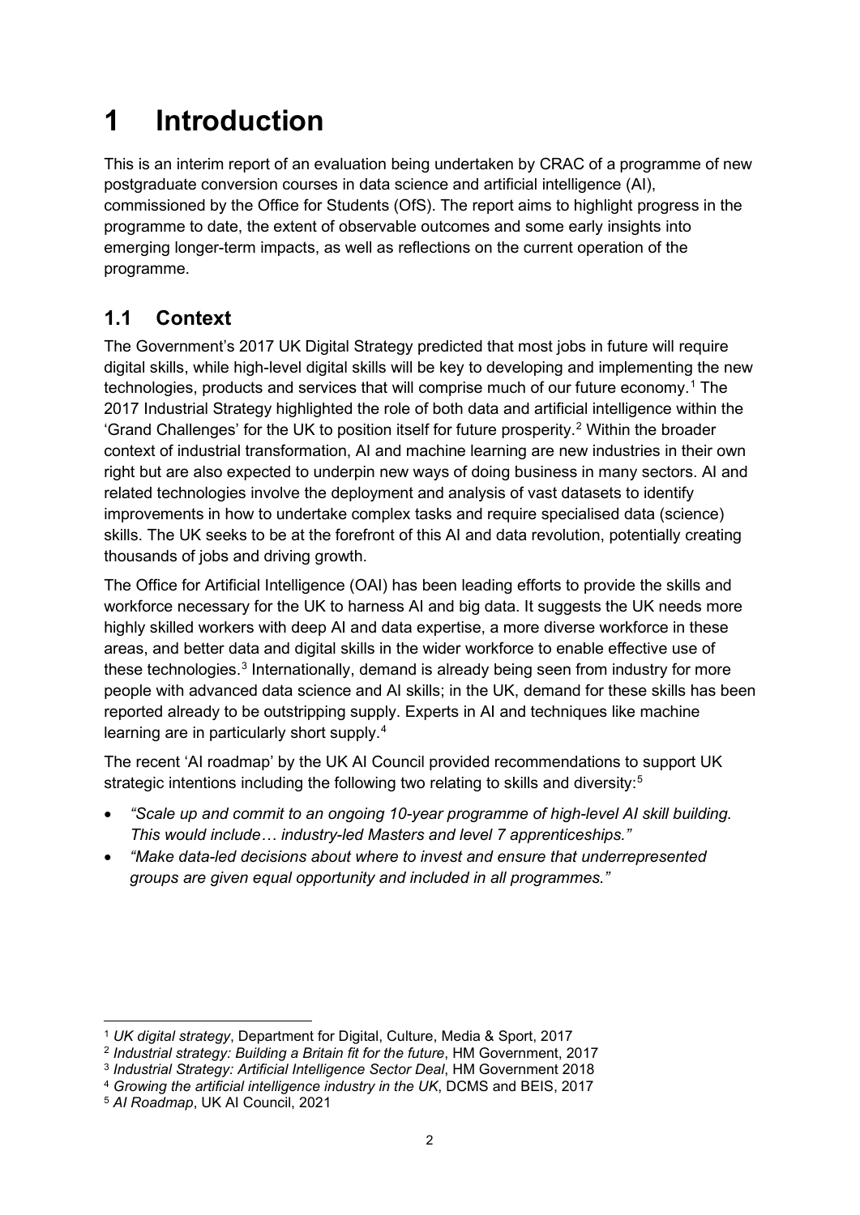# 1 Introduction

This is an interim report of an evaluation being undertaken by CRAC of a programme of new postgraduate conversion courses in data science and artificial intelligence (AI), commissioned by the Office for Students (OfS). The report aims to highlight progress in the programme to date, the extent of observable outcomes and some early insights into emerging longer-term impacts, as well as reflections on the current operation of the programme.

## 1.1 Context

The Government's 2017 UK Digital Strategy predicted that most jobs in future will require digital skills, while high-level digital skills will be key to developing and implementing the new technologies, products and services that will comprise much of our future economy.[1] The 2017 Industrial Strategy highlighted the role of both data and artificial intelligence within the 'Grand Challenges' for the UK to position itself for future prosperity.[2] Within the broader context of industrial transformation, AI and machine learning are new industries in their own right but are also expected to underpin new ways of doing business in many sectors. AI and related technologies involve the deployment and analysis of vast datasets to identify improvements in how to undertake complex tasks and require specialised data (science) skills. The UK seeks to be at the forefront of this AI and data revolution, potentially creating thousands of jobs and driving growth.

The Office for Artificial Intelligence (OAI) has been leading efforts to provide the skills and workforce necessary for the UK to harness AI and big data. It suggests the UK needs more highly skilled workers with deep AI and data expertise, a more diverse workforce in these areas, and better data and digital skills in the wider workforce to enable effective use of these technologies.[3] Internationally, demand is already being seen from industry for more people with advanced data science and AI skills; in the UK, demand for these skills has been reported already to be outstripping supply. Experts in AI and techniques like machine learning are in particularly short supply.[4]

The recent 'AI roadmap' by the UK AI Council provided recommendations to support UK strategic intentions including the following two relating to skills and diversity:[5]

- *"Scale up and commit to an ongoing 10-year programme of high-level AI skill building. This would include… industry-led Masters and level 7 apprenticeships."*
- *"Make data-led decisions about where to invest and ensure that underrepresented groups are given equal opportunity and included in all programmes."*

---

[1] *UK digital strategy*, Department for Digital, Culture, Media & Sport, 2017

[2] *Industrial strategy: Building a Britain fit for the future*, HM Government, 2017

[3] *Industrial Strategy: Artificial Intelligence Sector Deal*, HM Government 2018

[4] *Growing the artificial intelligence industry in the UK*, DCMS and BEIS, 2017

[5] *AI Roadmap*, UK AI Council, 2021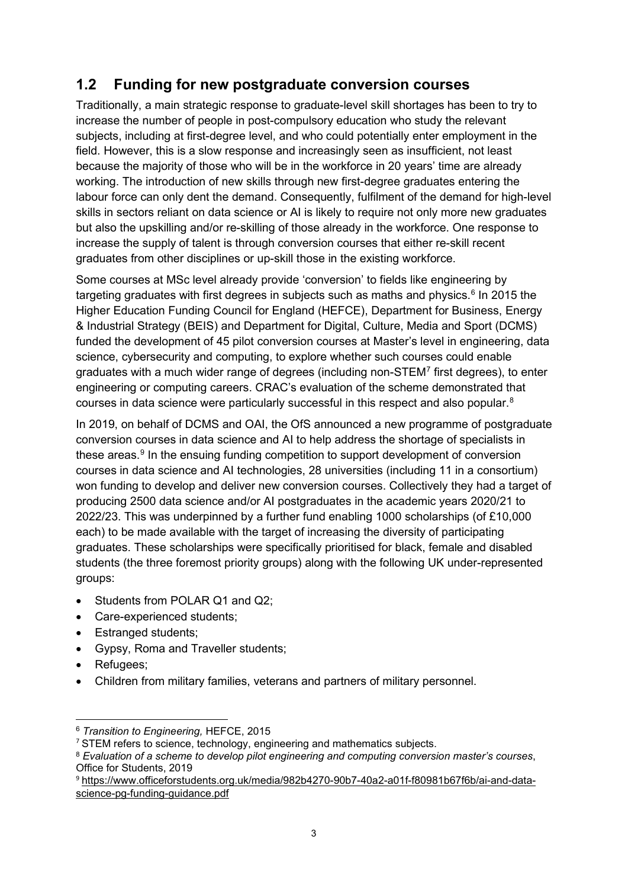## 1.2 Funding for new postgraduate conversion courses

Traditionally, a main strategic response to graduate-level skill shortages has been to try to increase the number of people in post-compulsory education who study the relevant subjects, including at first-degree level, and who could potentially enter employment in the field. However, this is a slow response and increasingly seen as insufficient, not least because the majority of those who will be in the workforce in 20 years' time are already working. The introduction of new skills through new first-degree graduates entering the labour force can only dent the demand. Consequently, fulfilment of the demand for high-level skills in sectors reliant on data science or AI is likely to require not only more new graduates but also the upskilling and/or re-skilling of those already in the workforce. One response to increase the supply of talent is through conversion courses that either re-skill recent graduates from other disciplines or up-skill those in the existing workforce.

Some courses at MSc level already provide 'conversion' to fields like engineering by targeting graduates with first degrees in subjects such as maths and physics.[6] In 2015 the Higher Education Funding Council for England (HEFCE), Department for Business, Energy & Industrial Strategy (BEIS) and Department for Digital, Culture, Media and Sport (DCMS) funded the development of 45 pilot conversion courses at Master's level in engineering, data science, cybersecurity and computing, to explore whether such courses could enable graduates with a much wider range of degrees (including non-STEM[7] first degrees), to enter engineering or computing careers. CRAC's evaluation of the scheme demonstrated that courses in data science were particularly successful in this respect and also popular.[8]

In 2019, on behalf of DCMS and OAI, the OfS announced a new programme of postgraduate conversion courses in data science and AI to help address the shortage of specialists in these areas.[9] In the ensuing funding competition to support development of conversion courses in data science and AI technologies, 28 universities (including 11 in a consortium) won funding to develop and deliver new conversion courses. Collectively they had a target of producing 2500 data science and/or AI postgraduates in the academic years 2020/21 to 2022/23. This was underpinned by a further fund enabling 1000 scholarships (of £10,000 each) to be made available with the target of increasing the diversity of participating graduates. These scholarships were specifically prioritised for black, female and disabled students (the three foremost priority groups) along with the following UK under-represented groups:

- Students from POLAR Q1 and Q2;
- Care-experienced students;
- Estranged students;
- Gypsy, Roma and Traveller students;
- Refugees;
- Children from military families, veterans and partners of military personnel.

---

[6] *Transition to Engineering,* HEFCE, 2015

[7] STEM refers to science, technology, engineering and mathematics subjects.

[8] *Evaluation of a scheme to develop pilot engineering and computing conversion master's courses*, Office for Students, 2019

[9] https://www.officeforstudents.org.uk/media/982b4270-90b7-40a2-a01f-f80981b67f6b/ai-and-data-science-pg-funding-guidance.pdf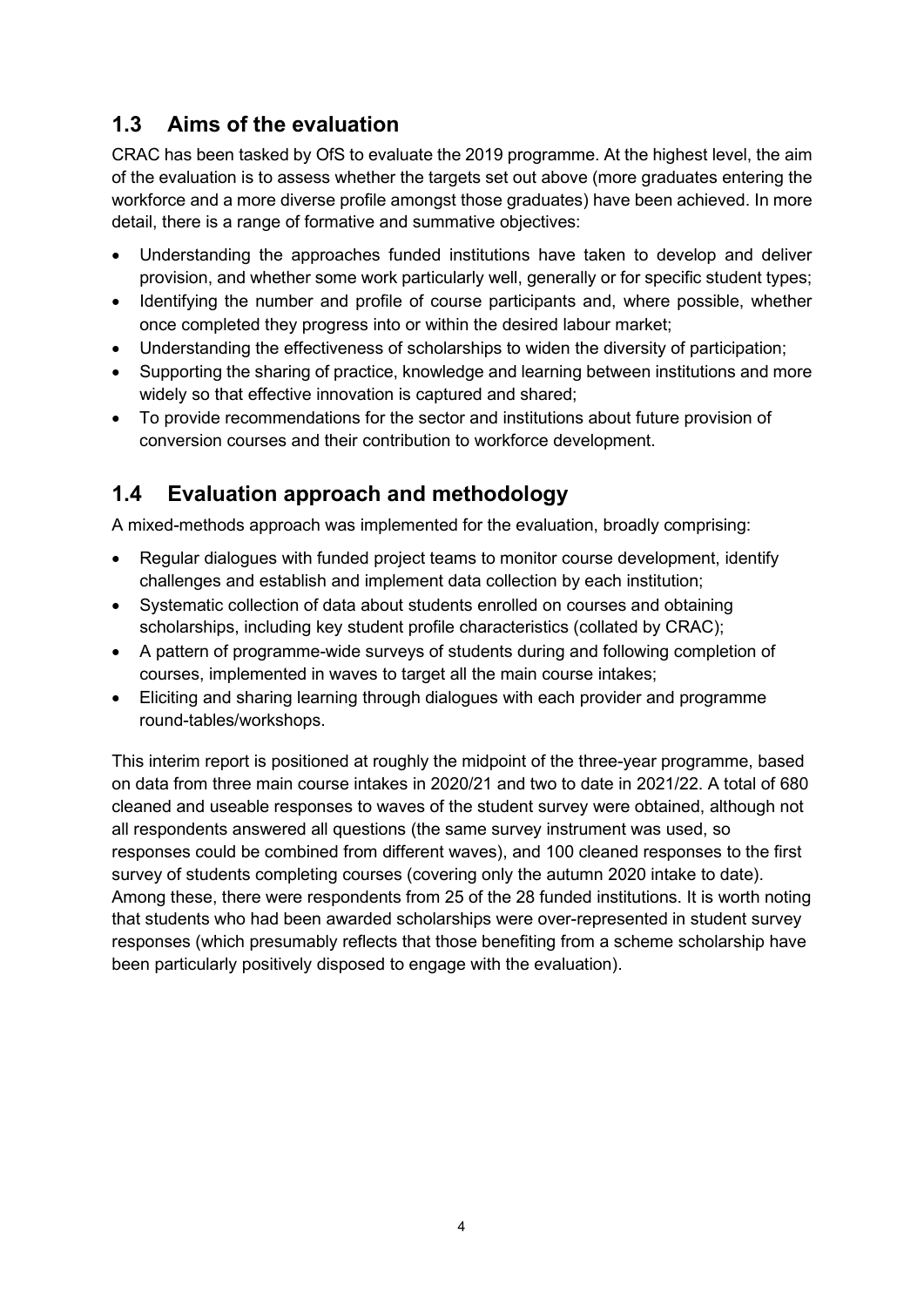## 1.3 Aims of the evaluation

CRAC has been tasked by OfS to evaluate the 2019 programme. At the highest level, the aim of the evaluation is to assess whether the targets set out above (more graduates entering the workforce and a more diverse profile amongst those graduates) have been achieved. In more detail, there is a range of formative and summative objectives:

- Understanding the approaches funded institutions have taken to develop and deliver provision, and whether some work particularly well, generally or for specific student types;
- Identifying the number and profile of course participants and, where possible, whether once completed they progress into or within the desired labour market;
- Understanding the effectiveness of scholarships to widen the diversity of participation;
- Supporting the sharing of practice, knowledge and learning between institutions and more widely so that effective innovation is captured and shared;
- To provide recommendations for the sector and institutions about future provision of conversion courses and their contribution to workforce development.

## 1.4 Evaluation approach and methodology

A mixed-methods approach was implemented for the evaluation, broadly comprising:

- Regular dialogues with funded project teams to monitor course development, identify challenges and establish and implement data collection by each institution;
- Systematic collection of data about students enrolled on courses and obtaining scholarships, including key student profile characteristics (collated by CRAC);
- A pattern of programme-wide surveys of students during and following completion of courses, implemented in waves to target all the main course intakes;
- Eliciting and sharing learning through dialogues with each provider and programme round-tables/workshops.

This interim report is positioned at roughly the midpoint of the three-year programme, based on data from three main course intakes in 2020/21 and two to date in 2021/22. A total of 680 cleaned and useable responses to waves of the student survey were obtained, although not all respondents answered all questions (the same survey instrument was used, so responses could be combined from different waves), and 100 cleaned responses to the first survey of students completing courses (covering only the autumn 2020 intake to date). Among these, there were respondents from 25 of the 28 funded institutions. It is worth noting that students who had been awarded scholarships were over-represented in student survey responses (which presumably reflects that those benefiting from a scheme scholarship have been particularly positively disposed to engage with the evaluation).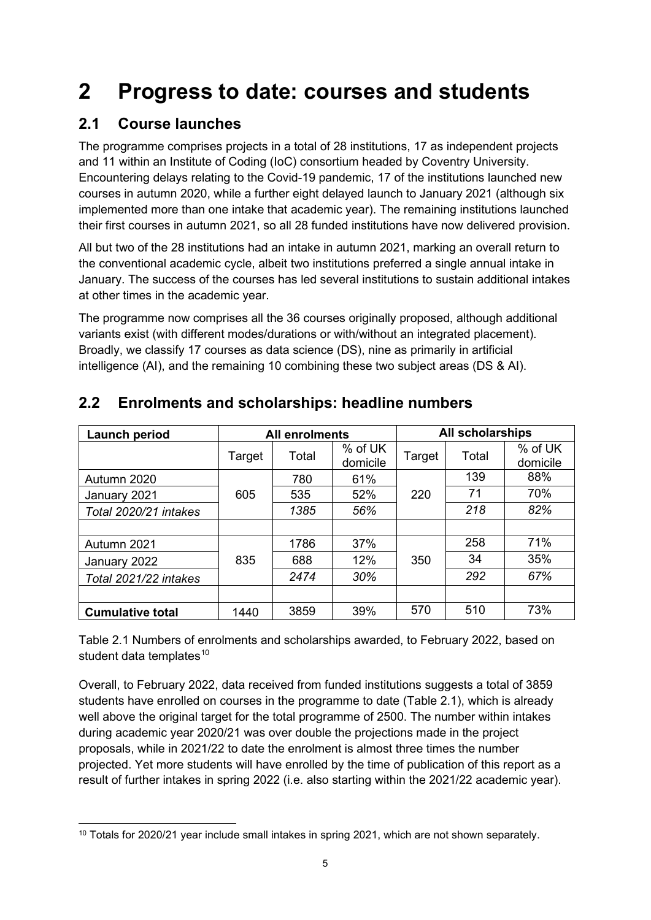# 2 Progress to date: courses and students

## 2.1 Course launches

The programme comprises projects in a total of 28 institutions, 17 as independent projects and 11 within an Institute of Coding (IoC) consortium headed by Coventry University. Encountering delays relating to the Covid-19 pandemic, 17 of the institutions launched new courses in autumn 2020, while a further eight delayed launch to January 2021 (although six implemented more than one intake that academic year). The remaining institutions launched their first courses in autumn 2021, so all 28 funded institutions have now delivered provision.

All but two of the 28 institutions had an intake in autumn 2021, marking an overall return to the conventional academic cycle, albeit two institutions preferred a single annual intake in January. The success of the courses has led several institutions to sustain additional intakes at other times in the academic year.

The programme now comprises all the 36 courses originally proposed, although additional variants exist (with different modes/durations or with/without an integrated placement). Broadly, we classify 17 courses as data science (DS), nine as primarily in artificial intelligence (AI), and the remaining 10 combining these two subject areas (DS & AI).

## 2.2 Enrolments and scholarships: headline numbers

| Launch period | All enrolments | | | All scholarships | | |
|---|---|---|---|---|---|---|
| | Target | Total | % of UK domicile | Target | Total | % of UK domicile |
| Autumn 2020 | 605 | 780 | 61% | 220 | 139 | 88% |
| January 2021 | | 535 | 52% | | 71 | 70% |
| *Total 2020/21 intakes* | | *1385* | *56%* | | *218* | *82%* |
| | | | | | | |
| Autumn 2021 | 835 | 1786 | 37% | 350 | 258 | 71% |
| January 2022 | | 688 | 12% | | 34 | 35% |
| *Total 2021/22 intakes* | | *2474* | *30%* | | *292* | *67%* |
| | | | | | | |
| **Cumulative total** | 1440 | 3859 | 39% | 570 | 510 | 73% |

Table 2.1 Numbers of enrolments and scholarships awarded, to February 2022, based on student data templates[10]

Overall, to February 2022, data received from funded institutions suggests a total of 3859 students have enrolled on courses in the programme to date (Table 2.1), which is already well above the original target for the total programme of 2500. The number within intakes during academic year 2020/21 was over double the projections made in the project proposals, while in 2021/22 to date the enrolment is almost three times the number projected. Yet more students will have enrolled by the time of publication of this report as a result of further intakes in spring 2022 (i.e. also starting within the 2021/22 academic year).

[10] Totals for 2020/21 year include small intakes in spring 2021, which are not shown separately.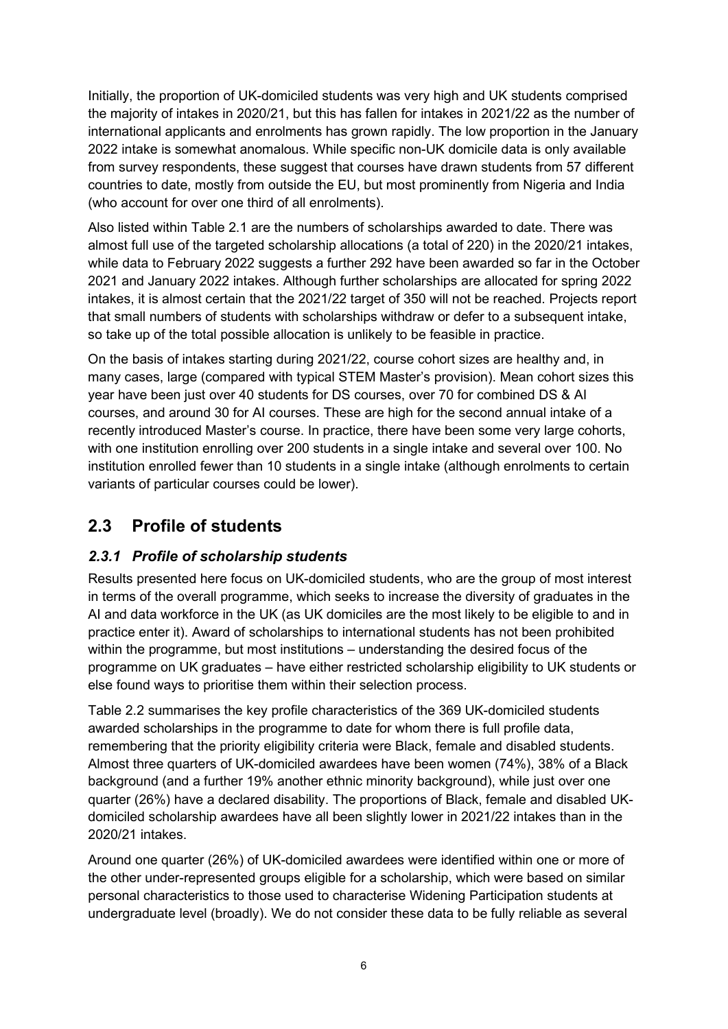Initially, the proportion of UK-domiciled students was very high and UK students comprised the majority of intakes in 2020/21, but this has fallen for intakes in 2021/22 as the number of international applicants and enrolments has grown rapidly. The low proportion in the January 2022 intake is somewhat anomalous. While specific non-UK domicile data is only available from survey respondents, these suggest that courses have drawn students from 57 different countries to date, mostly from outside the EU, but most prominently from Nigeria and India (who account for over one third of all enrolments).

Also listed within Table 2.1 are the numbers of scholarships awarded to date. There was almost full use of the targeted scholarship allocations (a total of 220) in the 2020/21 intakes, while data to February 2022 suggests a further 292 have been awarded so far in the October 2021 and January 2022 intakes. Although further scholarships are allocated for spring 2022 intakes, it is almost certain that the 2021/22 target of 350 will not be reached. Projects report that small numbers of students with scholarships withdraw or defer to a subsequent intake, so take up of the total possible allocation is unlikely to be feasible in practice.

On the basis of intakes starting during 2021/22, course cohort sizes are healthy and, in many cases, large (compared with typical STEM Master's provision). Mean cohort sizes this year have been just over 40 students for DS courses, over 70 for combined DS & AI courses, and around 30 for AI courses. These are high for the second annual intake of a recently introduced Master's course. In practice, there have been some very large cohorts, with one institution enrolling over 200 students in a single intake and several over 100. No institution enrolled fewer than 10 students in a single intake (although enrolments to certain variants of particular courses could be lower).

## 2.3 Profile of students

### *2.3.1 Profile of scholarship students*

Results presented here focus on UK-domiciled students, who are the group of most interest in terms of the overall programme, which seeks to increase the diversity of graduates in the AI and data workforce in the UK (as UK domiciles are the most likely to be eligible to and in practice enter it). Award of scholarships to international students has not been prohibited within the programme, but most institutions – understanding the desired focus of the programme on UK graduates – have either restricted scholarship eligibility to UK students or else found ways to prioritise them within their selection process.

Table 2.2 summarises the key profile characteristics of the 369 UK-domiciled students awarded scholarships in the programme to date for whom there is full profile data, remembering that the priority eligibility criteria were Black, female and disabled students. Almost three quarters of UK-domiciled awardees have been women (74%), 38% of a Black background (and a further 19% another ethnic minority background), while just over one quarter (26%) have a declared disability. The proportions of Black, female and disabled UK-domiciled scholarship awardees have all been slightly lower in 2021/22 intakes than in the 2020/21 intakes.

Around one quarter (26%) of UK-domiciled awardees were identified within one or more of the other under-represented groups eligible for a scholarship, which were based on similar personal characteristics to those used to characterise Widening Participation students at undergraduate level (broadly). We do not consider these data to be fully reliable as several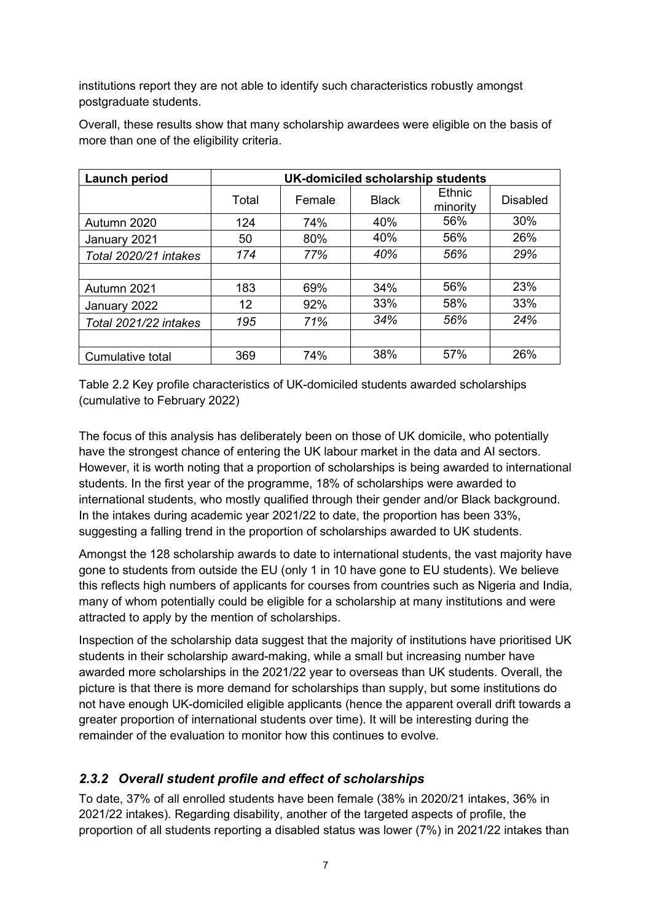institutions report they are not able to identify such characteristics robustly amongst postgraduate students.

Overall, these results show that many scholarship awardees were eligible on the basis of more than one of the eligibility criteria.

| Launch period | UK-domiciled scholarship students | | | | |
|---|---|---|---|---|---|
| | Total | Female | Black | Ethnic minority | Disabled |
| Autumn 2020 | 124 | 74% | 40% | 56% | 30% |
| January 2021 | 50 | 80% | 40% | 56% | 26% |
| *Total 2020/21 intakes* | *174* | *77%* | *40%* | *56%* | *29%* |
| | | | | | |
| Autumn 2021 | 183 | 69% | 34% | 56% | 23% |
| January 2022 | 12 | 92% | 33% | 58% | 33% |
| *Total 2021/22 intakes* | *195* | *71%* | *34%* | *56%* | *24%* |
| | | | | | |
| Cumulative total | 369 | 74% | 38% | 57% | 26% |

Table 2.2 Key profile characteristics of UK-domiciled students awarded scholarships (cumulative to February 2022)

The focus of this analysis has deliberately been on those of UK domicile, who potentially have the strongest chance of entering the UK labour market in the data and AI sectors. However, it is worth noting that a proportion of scholarships is being awarded to international students. In the first year of the programme, 18% of scholarships were awarded to international students, who mostly qualified through their gender and/or Black background. In the intakes during academic year 2021/22 to date, the proportion has been 33%, suggesting a falling trend in the proportion of scholarships awarded to UK students.

Amongst the 128 scholarship awards to date to international students, the vast majority have gone to students from outside the EU (only 1 in 10 have gone to EU students). We believe this reflects high numbers of applicants for courses from countries such as Nigeria and India, many of whom potentially could be eligible for a scholarship at many institutions and were attracted to apply by the mention of scholarships.

Inspection of the scholarship data suggest that the majority of institutions have prioritised UK students in their scholarship award-making, while a small but increasing number have awarded more scholarships in the 2021/22 year to overseas than UK students. Overall, the picture is that there is more demand for scholarships than supply, but some institutions do not have enough UK-domiciled eligible applicants (hence the apparent overall drift towards a greater proportion of international students over time). It will be interesting during the remainder of the evaluation to monitor how this continues to evolve.

### *2.3.2 Overall student profile and effect of scholarships*

To date, 37% of all enrolled students have been female (38% in 2020/21 intakes, 36% in 2021/22 intakes). Regarding disability, another of the targeted aspects of profile, the proportion of all students reporting a disabled status was lower (7%) in 2021/22 intakes than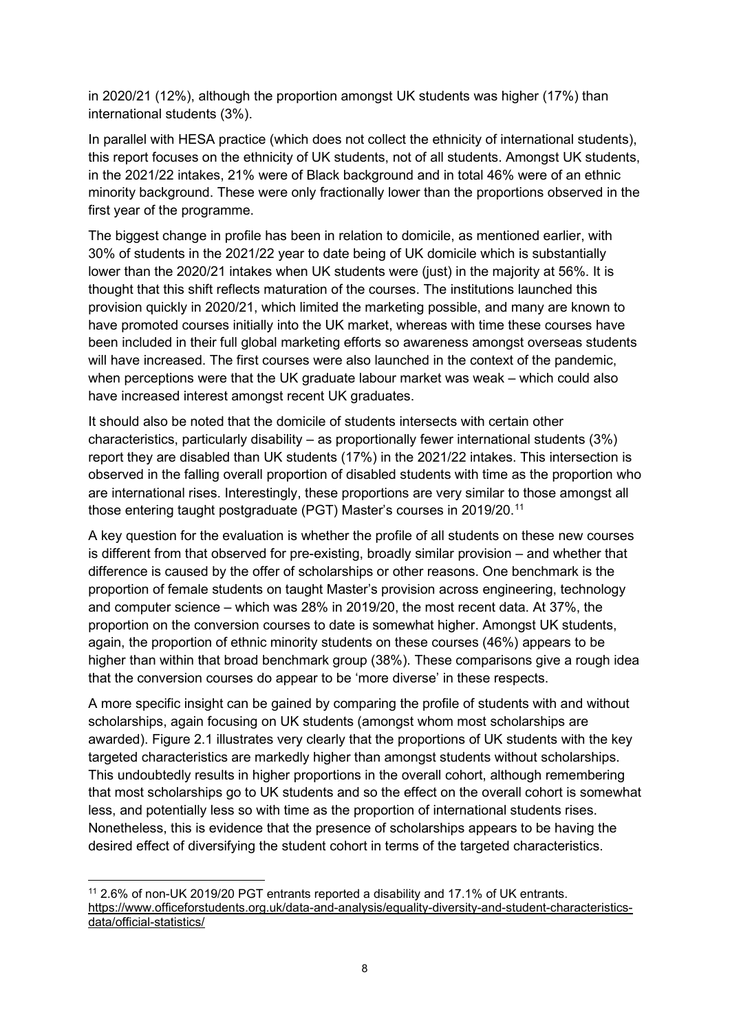in 2020/21 (12%), although the proportion amongst UK students was higher (17%) than international students (3%).

In parallel with HESA practice (which does not collect the ethnicity of international students), this report focuses on the ethnicity of UK students, not of all students. Amongst UK students, in the 2021/22 intakes, 21% were of Black background and in total 46% were of an ethnic minority background. These were only fractionally lower than the proportions observed in the first year of the programme.

The biggest change in profile has been in relation to domicile, as mentioned earlier, with 30% of students in the 2021/22 year to date being of UK domicile which is substantially lower than the 2020/21 intakes when UK students were (just) in the majority at 56%. It is thought that this shift reflects maturation of the courses. The institutions launched this provision quickly in 2020/21, which limited the marketing possible, and many are known to have promoted courses initially into the UK market, whereas with time these courses have been included in their full global marketing efforts so awareness amongst overseas students will have increased. The first courses were also launched in the context of the pandemic, when perceptions were that the UK graduate labour market was weak – which could also have increased interest amongst recent UK graduates.

It should also be noted that the domicile of students intersects with certain other characteristics, particularly disability – as proportionally fewer international students (3%) report they are disabled than UK students (17%) in the 2021/22 intakes. This intersection is observed in the falling overall proportion of disabled students with time as the proportion who are international rises. Interestingly, these proportions are very similar to those amongst all those entering taught postgraduate (PGT) Master's courses in 2019/20.[11]

A key question for the evaluation is whether the profile of all students on these new courses is different from that observed for pre-existing, broadly similar provision – and whether that difference is caused by the offer of scholarships or other reasons. One benchmark is the proportion of female students on taught Master's provision across engineering, technology and computer science – which was 28% in 2019/20, the most recent data. At 37%, the proportion on the conversion courses to date is somewhat higher. Amongst UK students, again, the proportion of ethnic minority students on these courses (46%) appears to be higher than within that broad benchmark group (38%). These comparisons give a rough idea that the conversion courses do appear to be 'more diverse' in these respects.

A more specific insight can be gained by comparing the profile of students with and without scholarships, again focusing on UK students (amongst whom most scholarships are awarded). Figure 2.1 illustrates very clearly that the proportions of UK students with the key targeted characteristics are markedly higher than amongst students without scholarships. This undoubtedly results in higher proportions in the overall cohort, although remembering that most scholarships go to UK students and so the effect on the overall cohort is somewhat less, and potentially less so with time as the proportion of international students rises. Nonetheless, this is evidence that the presence of scholarships appears to be having the desired effect of diversifying the student cohort in terms of the targeted characteristics.

---

[11] 2.6% of non-UK 2019/20 PGT entrants reported a disability and 17.1% of UK entrants. https://www.officeforstudents.org.uk/data-and-analysis/equality-diversity-and-student-characteristics-data/official-statistics/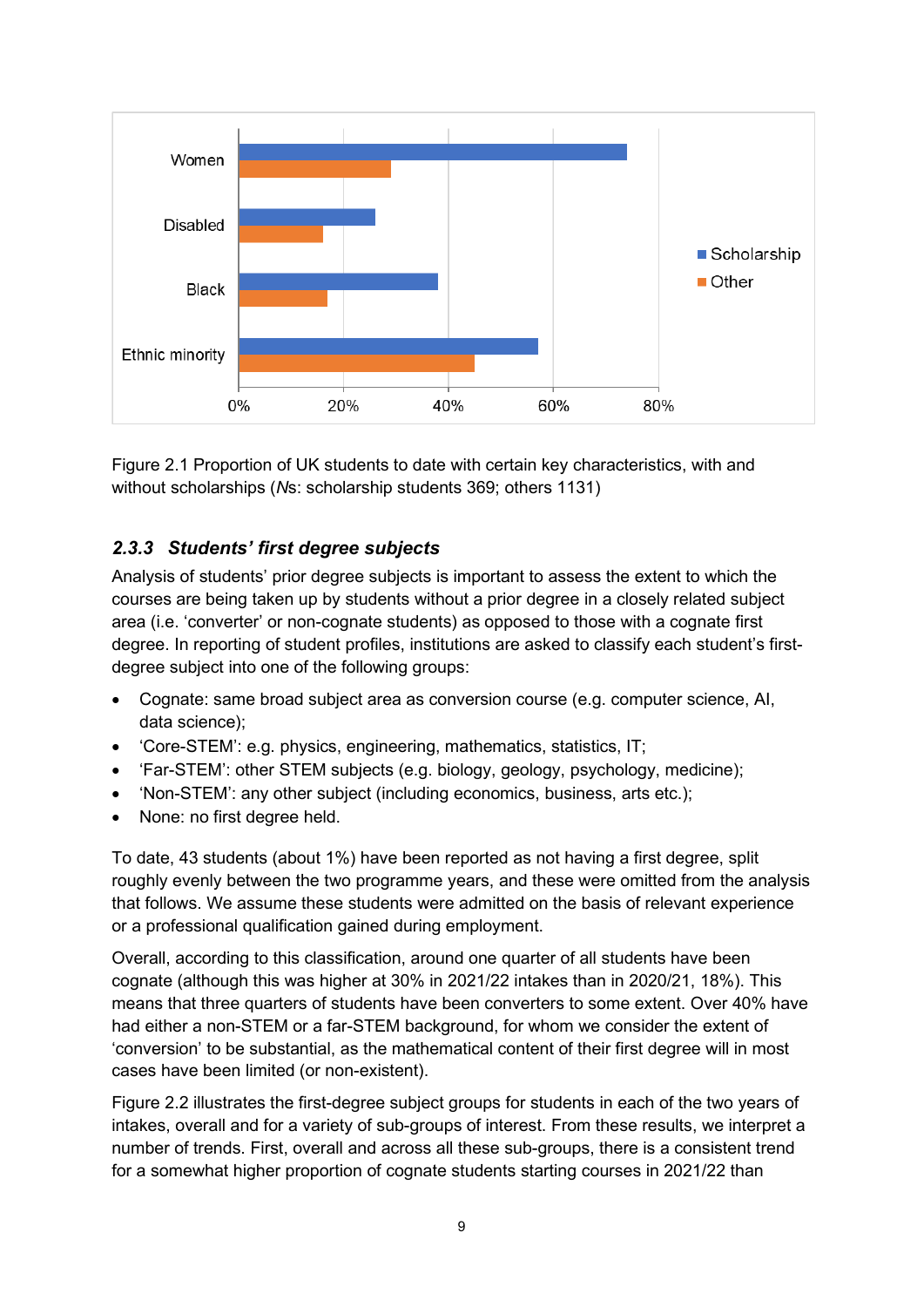Figure 2.1 Proportion of UK students to date with certain key characteristics, with and without scholarships (*N*s: scholarship students 369; others 1131)

### *2.3.3 Students' first degree subjects*

Analysis of students' prior degree subjects is important to assess the extent to which the courses are being taken up by students without a prior degree in a closely related subject area (i.e. 'converter' or non-cognate students) as opposed to those with a cognate first degree. In reporting of student profiles, institutions are asked to classify each student's first-degree subject into one of the following groups:

- Cognate: same broad subject area as conversion course (e.g. computer science, AI, data science);
- 'Core-STEM': e.g. physics, engineering, mathematics, statistics, IT;
- 'Far-STEM': other STEM subjects (e.g. biology, geology, psychology, medicine);
- 'Non-STEM': any other subject (including economics, business, arts etc.);
- None: no first degree held.

To date, 43 students (about 1%) have been reported as not having a first degree, split roughly evenly between the two programme years, and these were omitted from the analysis that follows. We assume these students were admitted on the basis of relevant experience or a professional qualification gained during employment.

Overall, according to this classification, around one quarter of all students have been cognate (although this was higher at 30% in 2021/22 intakes than in 2020/21, 18%). This means that three quarters of students have been converters to some extent. Over 40% have had either a non-STEM or a far-STEM background, for whom we consider the extent of 'conversion' to be substantial, as the mathematical content of their first degree will in most cases have been limited (or non-existent).

Figure 2.2 illustrates the first-degree subject groups for students in each of the two years of intakes, overall and for a variety of sub-groups of interest. From these results, we interpret a number of trends. First, overall and across all these sub-groups, there is a consistent trend for a somewhat higher proportion of cognate students starting courses in 2021/22 than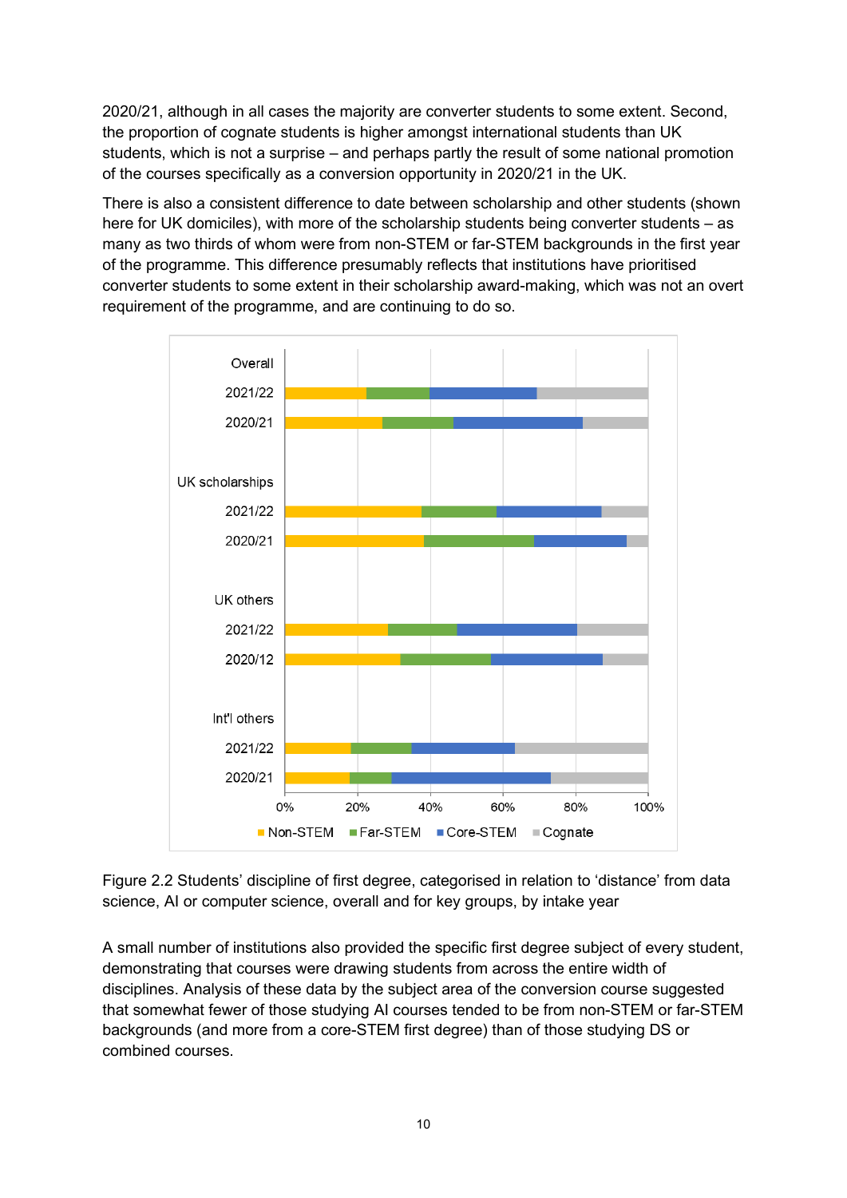2020/21, although in all cases the majority are converter students to some extent. Second, the proportion of cognate students is higher amongst international students than UK students, which is not a surprise – and perhaps partly the result of some national promotion of the courses specifically as a conversion opportunity in 2020/21 in the UK.

There is also a consistent difference to date between scholarship and other students (shown here for UK domiciles), with more of the scholarship students being converter students – as many as two thirds of whom were from non-STEM or far-STEM backgrounds in the first year of the programme. This difference presumably reflects that institutions have prioritised converter students to some extent in their scholarship award-making, which was not an overt requirement of the programme, and are continuing to do so.

Figure 2.2 Students' discipline of first degree, categorised in relation to 'distance' from data science, AI or computer science, overall and for key groups, by intake year

A small number of institutions also provided the specific first degree subject of every student, demonstrating that courses were drawing students from across the entire width of disciplines. Analysis of these data by the subject area of the conversion course suggested that somewhat fewer of those studying AI courses tended to be from non-STEM or far-STEM backgrounds (and more from a core-STEM first degree) than of those studying DS or combined courses.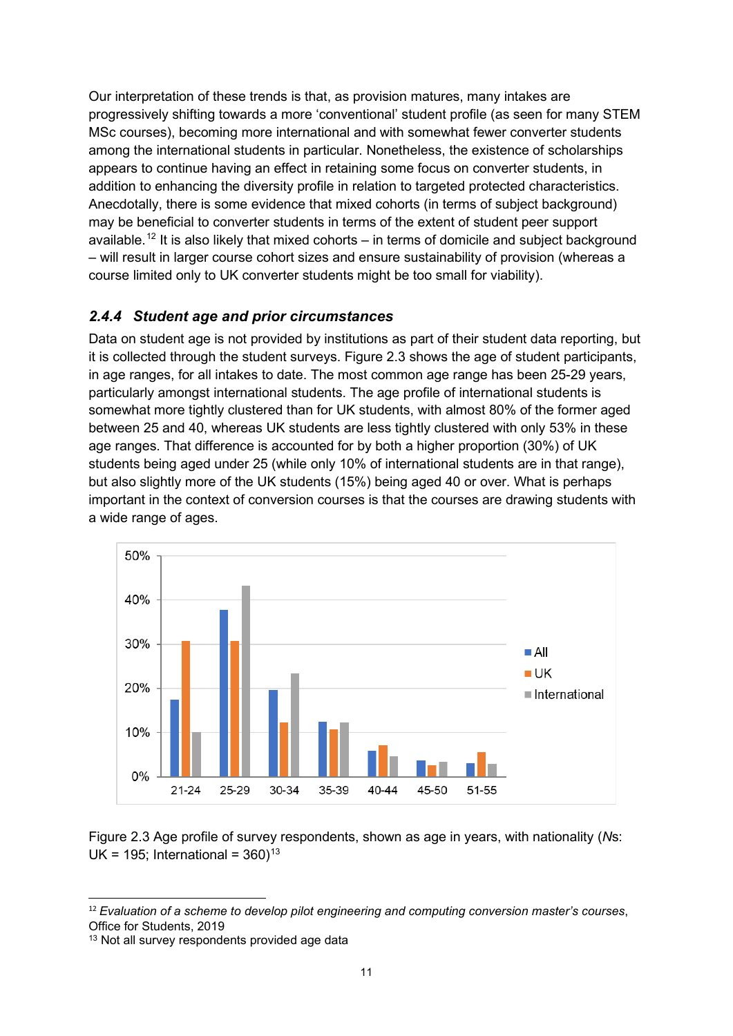Our interpretation of these trends is that, as provision matures, many intakes are progressively shifting towards a more 'conventional' student profile (as seen for many STEM MSc courses), becoming more international and with somewhat fewer converter students among the international students in particular. Nonetheless, the existence of scholarships appears to continue having an effect in retaining some focus on converter students, in addition to enhancing the diversity profile in relation to targeted protected characteristics. Anecdotally, there is some evidence that mixed cohorts (in terms of subject background) may be beneficial to converter students in terms of the extent of student peer support available.[12] It is also likely that mixed cohorts – in terms of domicile and subject background – will result in larger course cohort sizes and ensure sustainability of provision (whereas a course limited only to UK converter students might be too small for viability).

### *2.4.4 Student age and prior circumstances*

Data on student age is not provided by institutions as part of their student data reporting, but it is collected through the student surveys. Figure 2.3 shows the age of student participants, in age ranges, for all intakes to date. The most common age range has been 25-29 years, particularly amongst international students. The age profile of international students is somewhat more tightly clustered than for UK students, with almost 80% of the former aged between 25 and 40, whereas UK students are less tightly clustered with only 53% in these age ranges. That difference is accounted for by both a higher proportion (30%) of UK students being aged under 25 (while only 10% of international students are in that range), but also slightly more of the UK students (15%) being aged 40 or over. What is perhaps important in the context of conversion courses is that the courses are drawing students with a wide range of ages.

Figure 2.3 Age profile of survey respondents, shown as age in years, with nationality (*N*s: UK = 195; International = 360)[13]

[12] *Evaluation of a scheme to develop pilot engineering and computing conversion master's courses*, Office for Students, 2019

[13] Not all survey respondents provided age data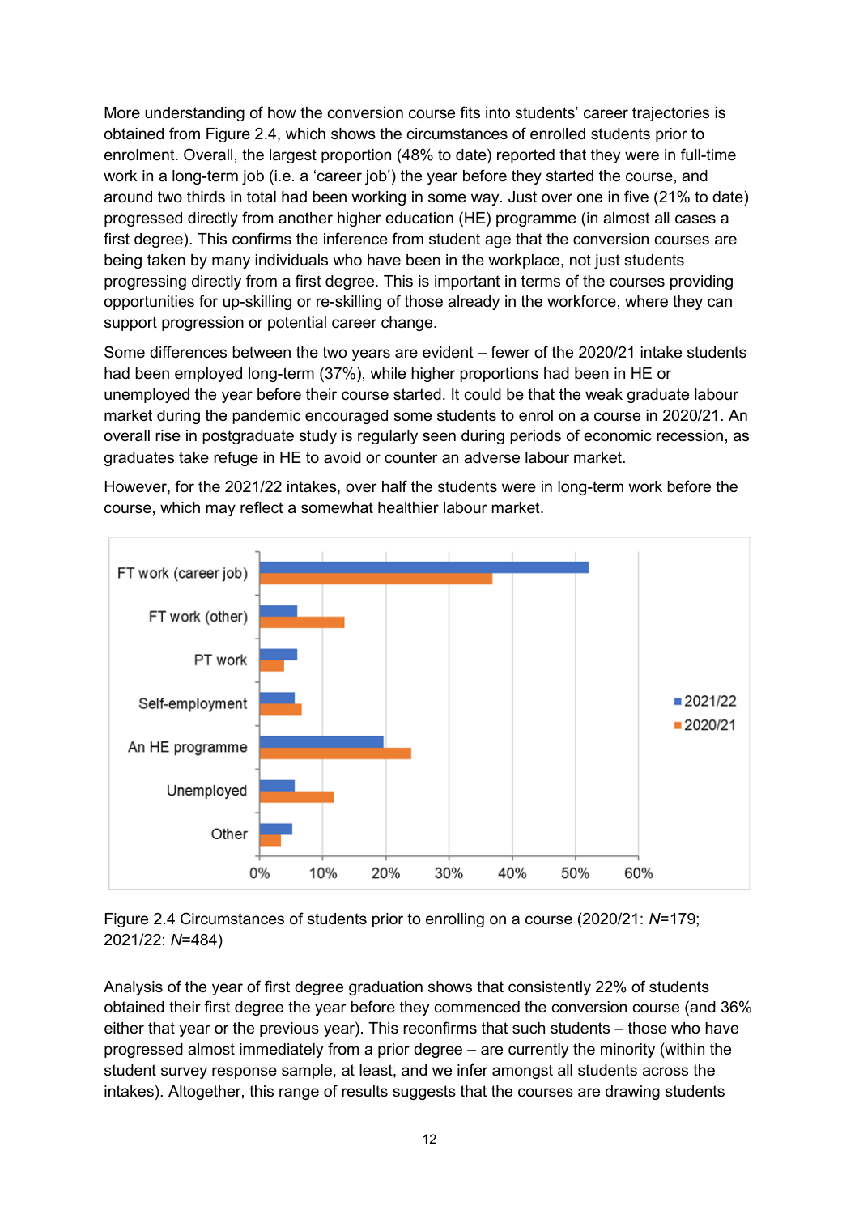More understanding of how the conversion course fits into students' career trajectories is obtained from Figure 2.4, which shows the circumstances of enrolled students prior to enrolment. Overall, the largest proportion (48% to date) reported that they were in full-time work in a long-term job (i.e. a 'career job') the year before they started the course, and around two thirds in total had been working in some way. Just over one in five (21% to date) progressed directly from another higher education (HE) programme (in almost all cases a first degree). This confirms the inference from student age that the conversion courses are being taken by many individuals who have been in the workplace, not just students progressing directly from a first degree. This is important in terms of the courses providing opportunities for up-skilling or re-skilling of those already in the workforce, where they can support progression or potential career change.

Some differences between the two years are evident – fewer of the 2020/21 intake students had been employed long-term (37%), while higher proportions had been in HE or unemployed the year before their course started. It could be that the weak graduate labour market during the pandemic encouraged some students to enrol on a course in 2020/21. An overall rise in postgraduate study is regularly seen during periods of economic recession, as graduates take refuge in HE to avoid or counter an adverse labour market.

However, for the 2021/22 intakes, over half the students were in long-term work before the course, which may reflect a somewhat healthier labour market.

Figure 2.4 Circumstances of students prior to enrolling on a course (2020/21: *N*=179; 2021/22: *N*=484)

Analysis of the year of first degree graduation shows that consistently 22% of students obtained their first degree the year before they commenced the conversion course (and 36% either that year or the previous year). This reconfirms that such students – those who have progressed almost immediately from a prior degree – are currently the minority (within the student survey response sample, at least, and we infer amongst all students across the intakes). Altogether, this range of results suggests that the courses are drawing students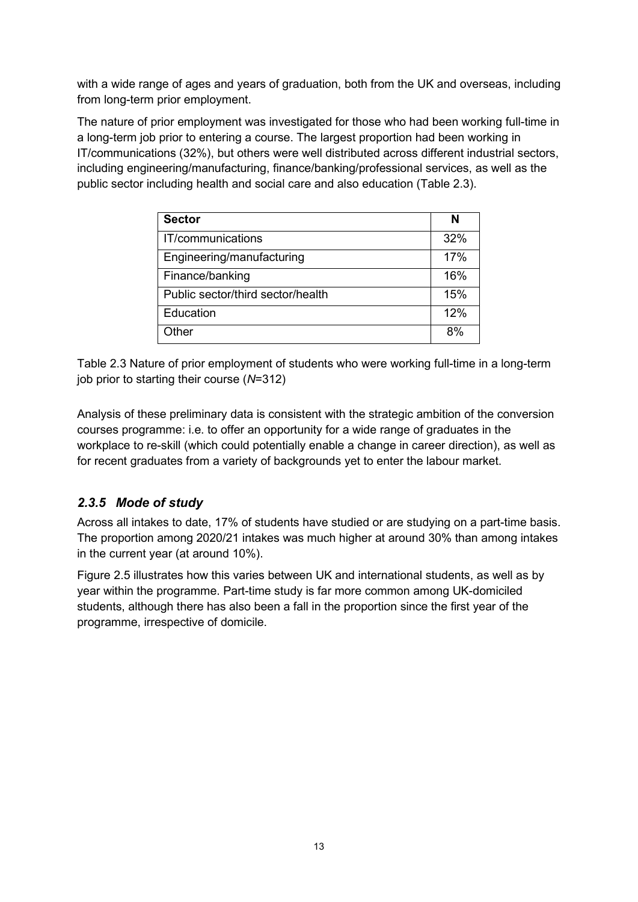with a wide range of ages and years of graduation, both from the UK and overseas, including from long-term prior employment.

The nature of prior employment was investigated for those who had been working full-time in a long-term job prior to entering a course. The largest proportion had been working in IT/communications (32%), but others were well distributed across different industrial sectors, including engineering/manufacturing, finance/banking/professional services, as well as the public sector including health and social care and also education (Table 2.3).

| **Sector** | **N** |
|---|---|
| IT/communications | 32% |
| Engineering/manufacturing | 17% |
| Finance/banking | 16% |
| Public sector/third sector/health | 15% |
| Education | 12% |
| Other | 8% |

Table 2.3 Nature of prior employment of students who were working full-time in a long-term job prior to starting their course (*N*=312)

Analysis of these preliminary data is consistent with the strategic ambition of the conversion courses programme: i.e. to offer an opportunity for a wide range of graduates in the workplace to re-skill (which could potentially enable a change in career direction), as well as for recent graduates from a variety of backgrounds yet to enter the labour market.

### *2.3.5 Mode of study*

Across all intakes to date, 17% of students have studied or are studying on a part-time basis. The proportion among 2020/21 intakes was much higher at around 30% than among intakes in the current year (at around 10%).

Figure 2.5 illustrates how this varies between UK and international students, as well as by year within the programme. Part-time study is far more common among UK-domiciled students, although there has also been a fall in the proportion since the first year of the programme, irrespective of domicile.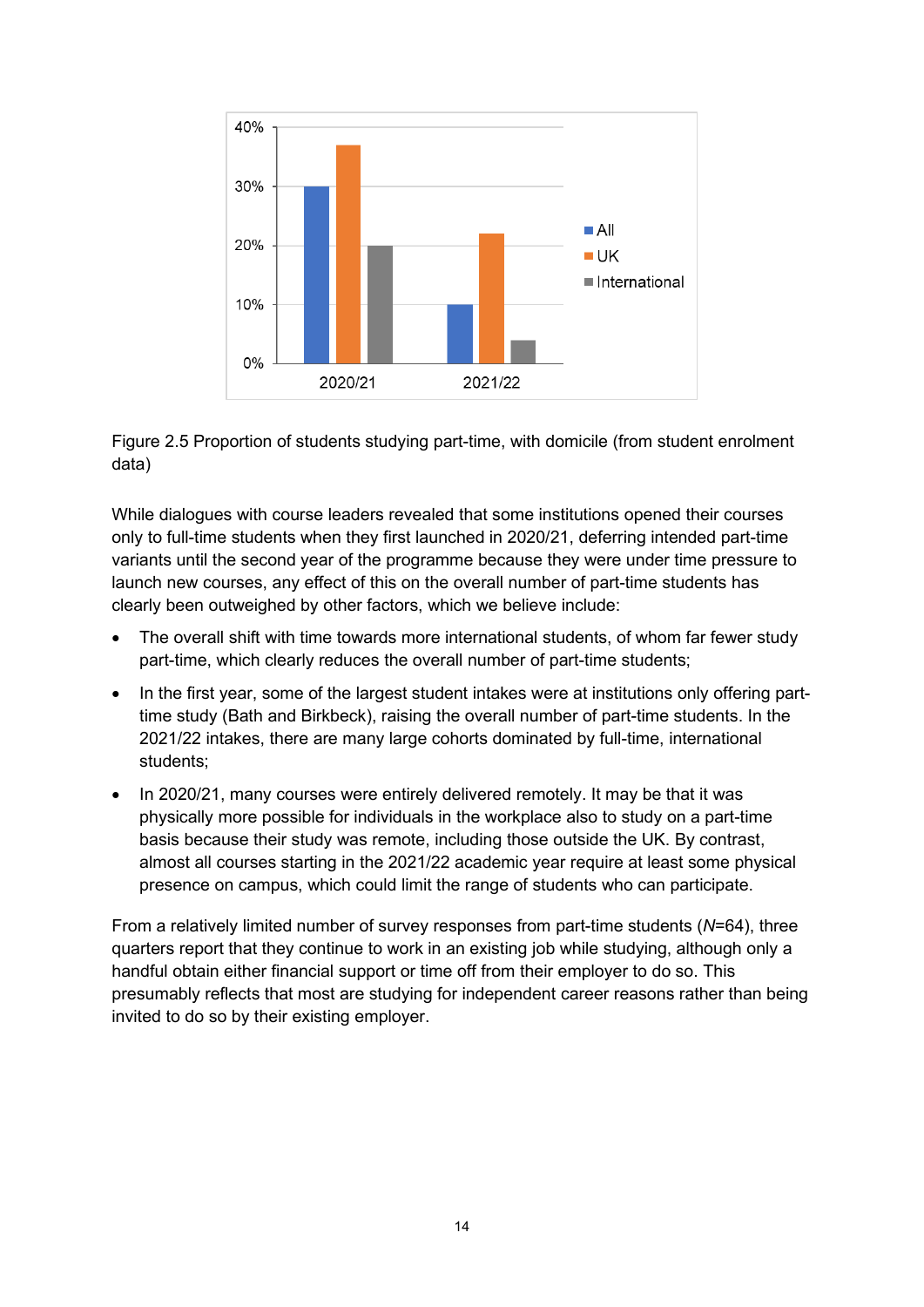Figure 2.5 Proportion of students studying part-time, with domicile (from student enrolment data)

While dialogues with course leaders revealed that some institutions opened their courses only to full-time students when they first launched in 2020/21, deferring intended part-time variants until the second year of the programme because they were under time pressure to launch new courses, any effect of this on the overall number of part-time students has clearly been outweighed by other factors, which we believe include:

- The overall shift with time towards more international students, of whom far fewer study part-time, which clearly reduces the overall number of part-time students;
- In the first year, some of the largest student intakes were at institutions only offering part-time study (Bath and Birkbeck), raising the overall number of part-time students. In the 2021/22 intakes, there are many large cohorts dominated by full-time, international students;
- In 2020/21, many courses were entirely delivered remotely. It may be that it was physically more possible for individuals in the workplace also to study on a part-time basis because their study was remote, including those outside the UK. By contrast, almost all courses starting in the 2021/22 academic year require at least some physical presence on campus, which could limit the range of students who can participate.

From a relatively limited number of survey responses from part-time students (*N*=64), three quarters report that they continue to work in an existing job while studying, although only a handful obtain either financial support or time off from their employer to do so. This presumably reflects that most are studying for independent career reasons rather than being invited to do so by their existing employer.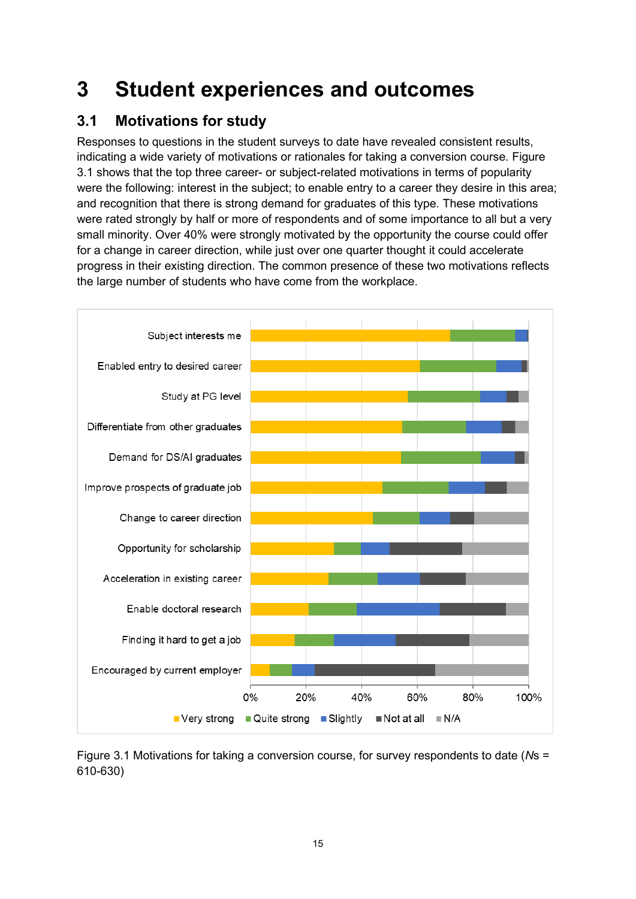# 3 Student experiences and outcomes

## 3.1 Motivations for study

Responses to questions in the student surveys to date have revealed consistent results, indicating a wide variety of motivations or rationales for taking a conversion course. Figure 3.1 shows that the top three career- or subject-related motivations in terms of popularity were the following: interest in the subject; to enable entry to a career they desire in this area; and recognition that there is strong demand for graduates of this type. These motivations were rated strongly by half or more of respondents and of some importance to all but a very small minority. Over 40% were strongly motivated by the opportunity the course could offer for a change in career direction, while just over one quarter thought it could accelerate progress in their existing direction. The common presence of these two motivations reflects the large number of students who have come from the workplace.

Figure 3.1 Motivations for taking a conversion course, for survey respondents to date (*N*s = 610-630)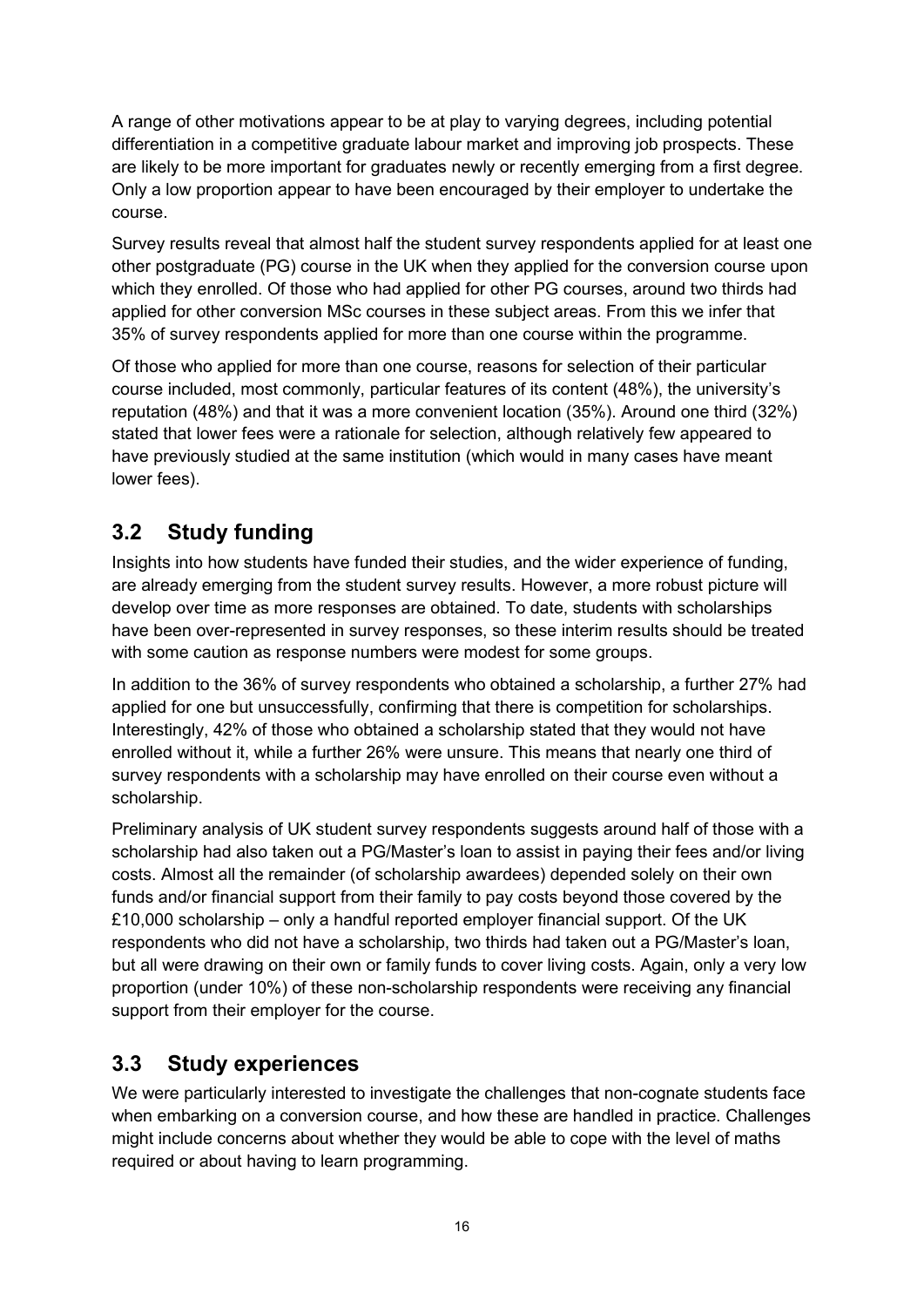A range of other motivations appear to be at play to varying degrees, including potential differentiation in a competitive graduate labour market and improving job prospects. These are likely to be more important for graduates newly or recently emerging from a first degree. Only a low proportion appear to have been encouraged by their employer to undertake the course.

Survey results reveal that almost half the student survey respondents applied for at least one other postgraduate (PG) course in the UK when they applied for the conversion course upon which they enrolled. Of those who had applied for other PG courses, around two thirds had applied for other conversion MSc courses in these subject areas. From this we infer that 35% of survey respondents applied for more than one course within the programme.

Of those who applied for more than one course, reasons for selection of their particular course included, most commonly, particular features of its content (48%), the university's reputation (48%) and that it was a more convenient location (35%). Around one third (32%) stated that lower fees were a rationale for selection, although relatively few appeared to have previously studied at the same institution (which would in many cases have meant lower fees).

## 3.2 Study funding

Insights into how students have funded their studies, and the wider experience of funding, are already emerging from the student survey results. However, a more robust picture will develop over time as more responses are obtained. To date, students with scholarships have been over-represented in survey responses, so these interim results should be treated with some caution as response numbers were modest for some groups.

In addition to the 36% of survey respondents who obtained a scholarship, a further 27% had applied for one but unsuccessfully, confirming that there is competition for scholarships. Interestingly, 42% of those who obtained a scholarship stated that they would not have enrolled without it, while a further 26% were unsure. This means that nearly one third of survey respondents with a scholarship may have enrolled on their course even without a scholarship.

Preliminary analysis of UK student survey respondents suggests around half of those with a scholarship had also taken out a PG/Master's loan to assist in paying their fees and/or living costs. Almost all the remainder (of scholarship awardees) depended solely on their own funds and/or financial support from their family to pay costs beyond those covered by the £10,000 scholarship – only a handful reported employer financial support. Of the UK respondents who did not have a scholarship, two thirds had taken out a PG/Master's loan, but all were drawing on their own or family funds to cover living costs. Again, only a very low proportion (under 10%) of these non-scholarship respondents were receiving any financial support from their employer for the course.

## 3.3 Study experiences

We were particularly interested to investigate the challenges that non-cognate students face when embarking on a conversion course, and how these are handled in practice. Challenges might include concerns about whether they would be able to cope with the level of maths required or about having to learn programming.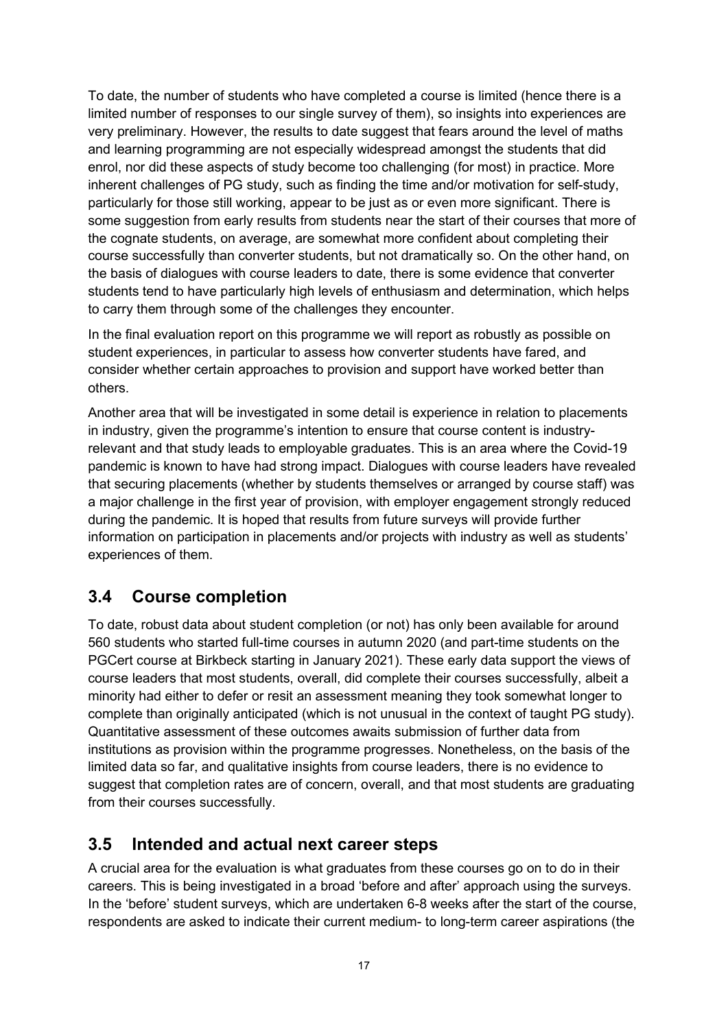To date, the number of students who have completed a course is limited (hence there is a limited number of responses to our single survey of them), so insights into experiences are very preliminary. However, the results to date suggest that fears around the level of maths and learning programming are not especially widespread amongst the students that did enrol, nor did these aspects of study become too challenging (for most) in practice. More inherent challenges of PG study, such as finding the time and/or motivation for self-study, particularly for those still working, appear to be just as or even more significant. There is some suggestion from early results from students near the start of their courses that more of the cognate students, on average, are somewhat more confident about completing their course successfully than converter students, but not dramatically so. On the other hand, on the basis of dialogues with course leaders to date, there is some evidence that converter students tend to have particularly high levels of enthusiasm and determination, which helps to carry them through some of the challenges they encounter.

In the final evaluation report on this programme we will report as robustly as possible on student experiences, in particular to assess how converter students have fared, and consider whether certain approaches to provision and support have worked better than others.

Another area that will be investigated in some detail is experience in relation to placements in industry, given the programme's intention to ensure that course content is industry-relevant and that study leads to employable graduates. This is an area where the Covid-19 pandemic is known to have had strong impact. Dialogues with course leaders have revealed that securing placements (whether by students themselves or arranged by course staff) was a major challenge in the first year of provision, with employer engagement strongly reduced during the pandemic. It is hoped that results from future surveys will provide further information on participation in placements and/or projects with industry as well as students' experiences of them.

## 3.4 Course completion

To date, robust data about student completion (or not) has only been available for around 560 students who started full-time courses in autumn 2020 (and part-time students on the PGCert course at Birkbeck starting in January 2021). These early data support the views of course leaders that most students, overall, did complete their courses successfully, albeit a minority had either to defer or resit an assessment meaning they took somewhat longer to complete than originally anticipated (which is not unusual in the context of taught PG study). Quantitative assessment of these outcomes awaits submission of further data from institutions as provision within the programme progresses. Nonetheless, on the basis of the limited data so far, and qualitative insights from course leaders, there is no evidence to suggest that completion rates are of concern, overall, and that most students are graduating from their courses successfully.

## 3.5 Intended and actual next career steps

A crucial area for the evaluation is what graduates from these courses go on to do in their careers. This is being investigated in a broad 'before and after' approach using the surveys. In the 'before' student surveys, which are undertaken 6-8 weeks after the start of the course, respondents are asked to indicate their current medium- to long-term career aspirations (the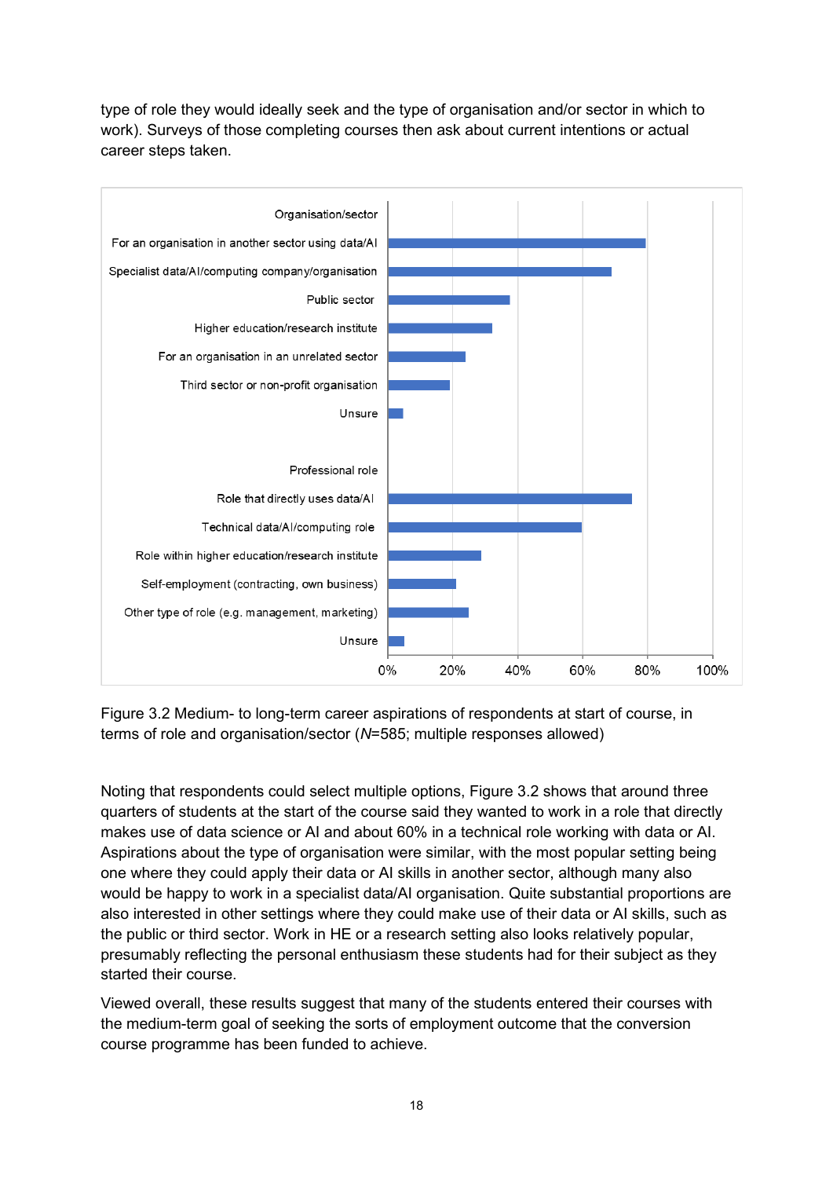type of role they would ideally seek and the type of organisation and/or sector in which to work). Surveys of those completing courses then ask about current intentions or actual career steps taken.

Figure 3.2 Medium- to long-term career aspirations of respondents at start of course, in terms of role and organisation/sector (*N*=585; multiple responses allowed)

Noting that respondents could select multiple options, Figure 3.2 shows that around three quarters of students at the start of the course said they wanted to work in a role that directly makes use of data science or AI and about 60% in a technical role working with data or AI. Aspirations about the type of organisation were similar, with the most popular setting being one where they could apply their data or AI skills in another sector, although many also would be happy to work in a specialist data/AI organisation. Quite substantial proportions are also interested in other settings where they could make use of their data or AI skills, such as the public or third sector. Work in HE or a research setting also looks relatively popular, presumably reflecting the personal enthusiasm these students had for their subject as they started their course.

Viewed overall, these results suggest that many of the students entered their courses with the medium-term goal of seeking the sorts of employment outcome that the conversion course programme has been funded to achieve.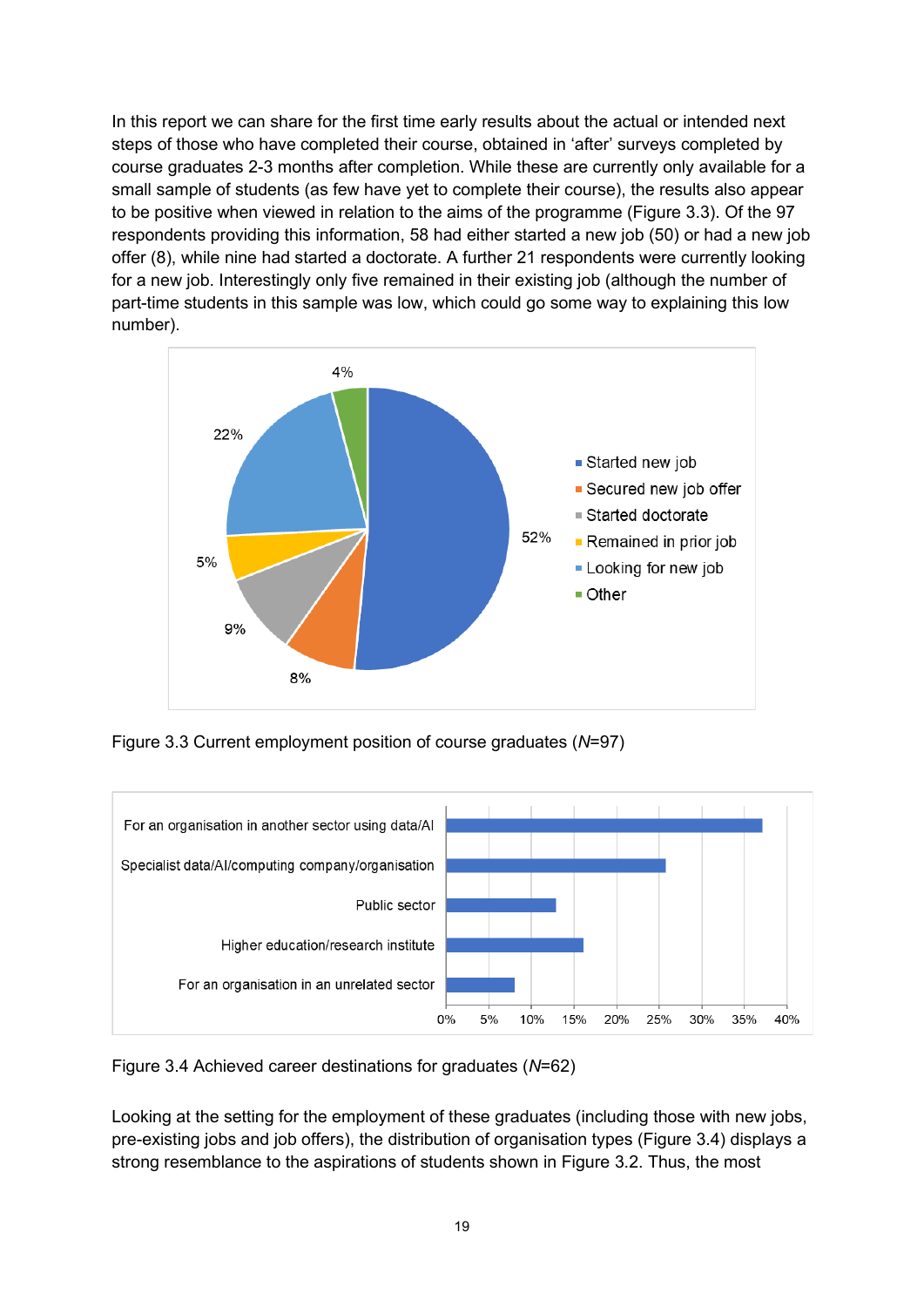In this report we can share for the first time early results about the actual or intended next steps of those who have completed their course, obtained in 'after' surveys completed by course graduates 2-3 months after completion. While these are currently only available for a small sample of students (as few have yet to complete their course), the results also appear to be positive when viewed in relation to the aims of the programme (Figure 3.3). Of the 97 respondents providing this information, 58 had either started a new job (50) or had a new job offer (8), while nine had started a doctorate. A further 21 respondents were currently looking for a new job. Interestingly only five remained in their existing job (although the number of part-time students in this sample was low, which could go some way to explaining this low number).

Figure 3.3 Current employment position of course graduates (*N*=97)

Figure 3.4 Achieved career destinations for graduates (*N*=62)

Looking at the setting for the employment of these graduates (including those with new jobs, pre-existing jobs and job offers), the distribution of organisation types (Figure 3.4) displays a strong resemblance to the aspirations of students shown in Figure 3.2. Thus, the most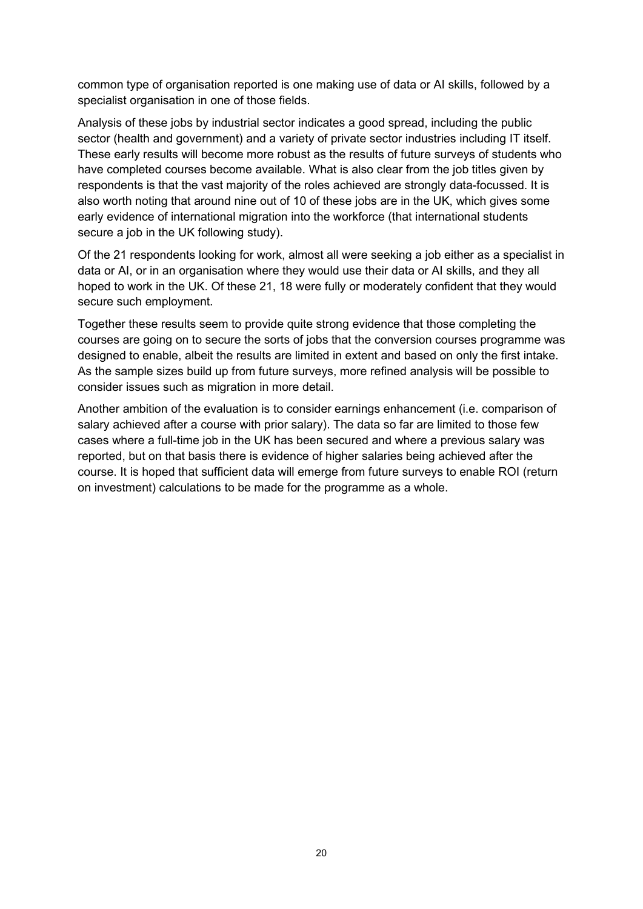common type of organisation reported is one making use of data or AI skills, followed by a specialist organisation in one of those fields.

Analysis of these jobs by industrial sector indicates a good spread, including the public sector (health and government) and a variety of private sector industries including IT itself. These early results will become more robust as the results of future surveys of students who have completed courses become available. What is also clear from the job titles given by respondents is that the vast majority of the roles achieved are strongly data-focussed. It is also worth noting that around nine out of 10 of these jobs are in the UK, which gives some early evidence of international migration into the workforce (that international students secure a job in the UK following study).

Of the 21 respondents looking for work, almost all were seeking a job either as a specialist in data or AI, or in an organisation where they would use their data or AI skills, and they all hoped to work in the UK. Of these 21, 18 were fully or moderately confident that they would secure such employment.

Together these results seem to provide quite strong evidence that those completing the courses are going on to secure the sorts of jobs that the conversion courses programme was designed to enable, albeit the results are limited in extent and based on only the first intake. As the sample sizes build up from future surveys, more refined analysis will be possible to consider issues such as migration in more detail.

Another ambition of the evaluation is to consider earnings enhancement (i.e. comparison of salary achieved after a course with prior salary). The data so far are limited to those few cases where a full-time job in the UK has been secured and where a previous salary was reported, but on that basis there is evidence of higher salaries being achieved after the course. It is hoped that sufficient data will emerge from future surveys to enable ROI (return on investment) calculations to be made for the programme as a whole.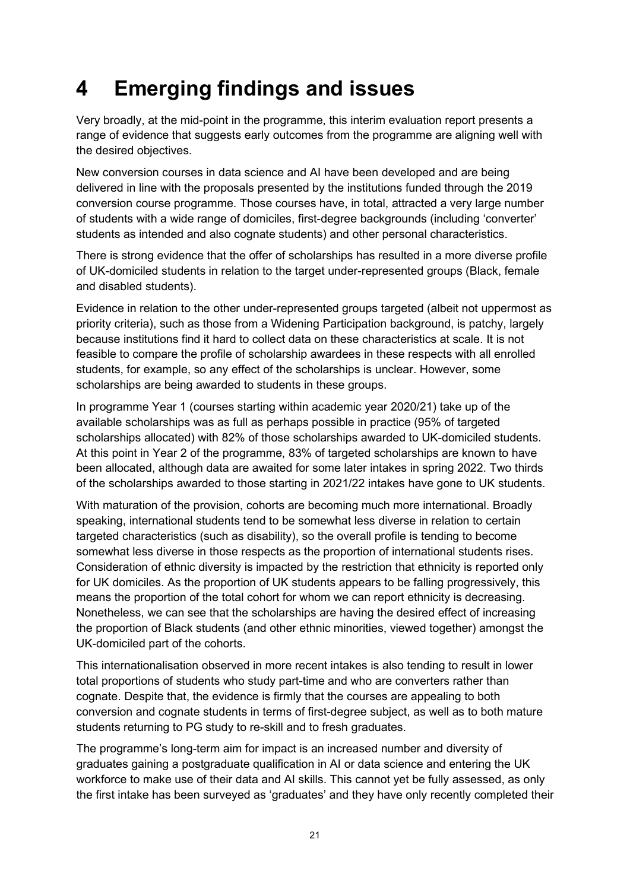# 4 Emerging findings and issues

Very broadly, at the mid-point in the programme, this interim evaluation report presents a range of evidence that suggests early outcomes from the programme are aligning well with the desired objectives.

New conversion courses in data science and AI have been developed and are being delivered in line with the proposals presented by the institutions funded through the 2019 conversion course programme. Those courses have, in total, attracted a very large number of students with a wide range of domiciles, first-degree backgrounds (including 'converter' students as intended and also cognate students) and other personal characteristics.

There is strong evidence that the offer of scholarships has resulted in a more diverse profile of UK-domiciled students in relation to the target under-represented groups (Black, female and disabled students).

Evidence in relation to the other under-represented groups targeted (albeit not uppermost as priority criteria), such as those from a Widening Participation background, is patchy, largely because institutions find it hard to collect data on these characteristics at scale. It is not feasible to compare the profile of scholarship awardees in these respects with all enrolled students, for example, so any effect of the scholarships is unclear. However, some scholarships are being awarded to students in these groups.

In programme Year 1 (courses starting within academic year 2020/21) take up of the available scholarships was as full as perhaps possible in practice (95% of targeted scholarships allocated) with 82% of those scholarships awarded to UK-domiciled students. At this point in Year 2 of the programme, 83% of targeted scholarships are known to have been allocated, although data are awaited for some later intakes in spring 2022. Two thirds of the scholarships awarded to those starting in 2021/22 intakes have gone to UK students.

With maturation of the provision, cohorts are becoming much more international. Broadly speaking, international students tend to be somewhat less diverse in relation to certain targeted characteristics (such as disability), so the overall profile is tending to become somewhat less diverse in those respects as the proportion of international students rises. Consideration of ethnic diversity is impacted by the restriction that ethnicity is reported only for UK domiciles. As the proportion of UK students appears to be falling progressively, this means the proportion of the total cohort for whom we can report ethnicity is decreasing. Nonetheless, we can see that the scholarships are having the desired effect of increasing the proportion of Black students (and other ethnic minorities, viewed together) amongst the UK-domiciled part of the cohorts.

This internationalisation observed in more recent intakes is also tending to result in lower total proportions of students who study part-time and who are converters rather than cognate. Despite that, the evidence is firmly that the courses are appealing to both conversion and cognate students in terms of first-degree subject, as well as to both mature students returning to PG study to re-skill and to fresh graduates.

The programme's long-term aim for impact is an increased number and diversity of graduates gaining a postgraduate qualification in AI or data science and entering the UK workforce to make use of their data and AI skills. This cannot yet be fully assessed, as only the first intake has been surveyed as 'graduates' and they have only recently completed their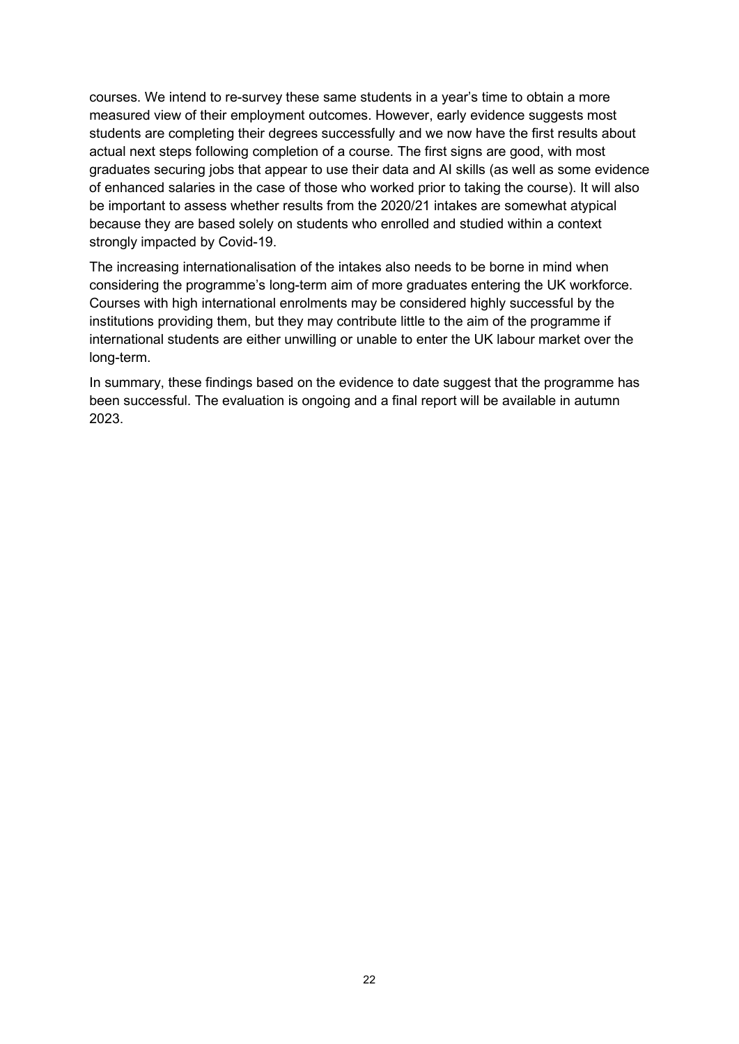courses. We intend to re-survey these same students in a year's time to obtain a more measured view of their employment outcomes. However, early evidence suggests most students are completing their degrees successfully and we now have the first results about actual next steps following completion of a course. The first signs are good, with most graduates securing jobs that appear to use their data and AI skills (as well as some evidence of enhanced salaries in the case of those who worked prior to taking the course). It will also be important to assess whether results from the 2020/21 intakes are somewhat atypical because they are based solely on students who enrolled and studied within a context strongly impacted by Covid-19.

The increasing internationalisation of the intakes also needs to be borne in mind when considering the programme's long-term aim of more graduates entering the UK workforce. Courses with high international enrolments may be considered highly successful by the institutions providing them, but they may contribute little to the aim of the programme if international students are either unwilling or unable to enter the UK labour market over the long-term.

In summary, these findings based on the evidence to date suggest that the programme has been successful. The evaluation is ongoing and a final report will be available in autumn 2023.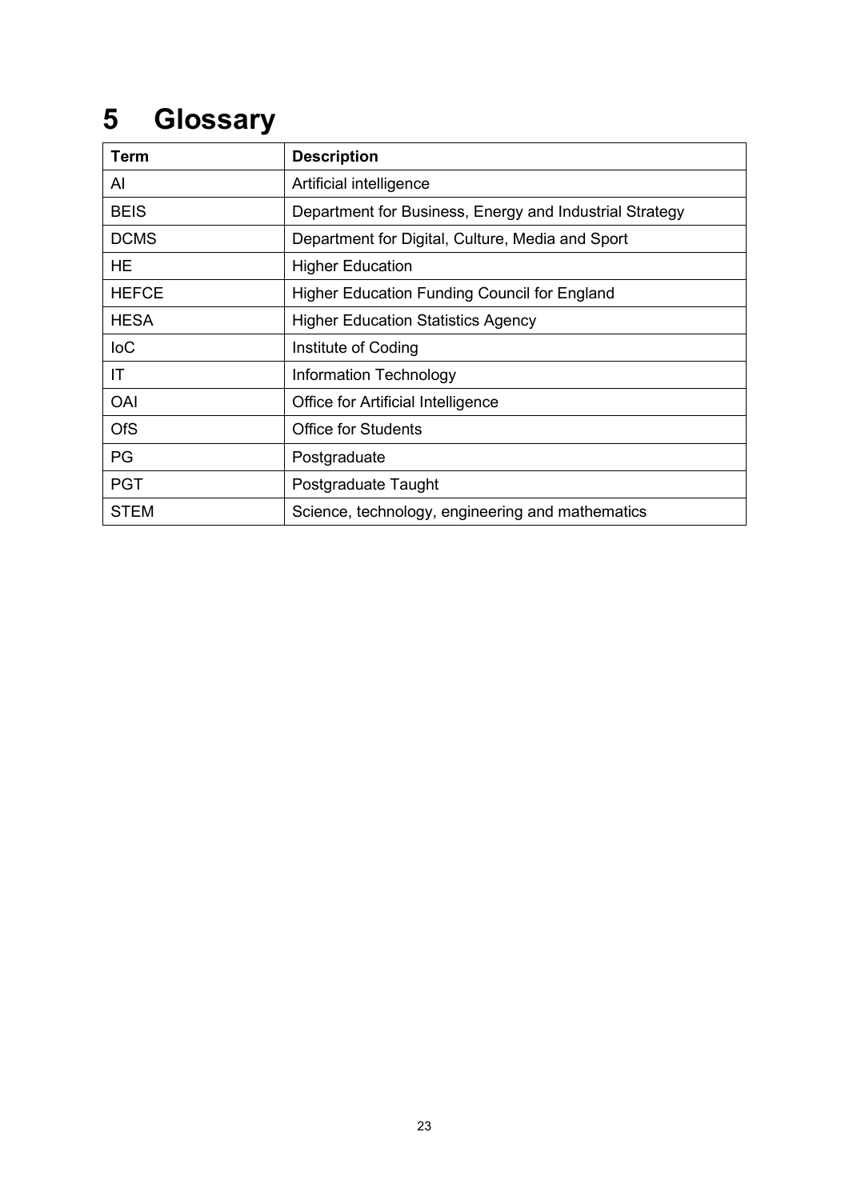# 5 Glossary

| Term | Description |
| --- | --- |
| AI | Artificial intelligence |
| BEIS | Department for Business, Energy and Industrial Strategy |
| DCMS | Department for Digital, Culture, Media and Sport |
| HE | Higher Education |
| HEFCE | Higher Education Funding Council for England |
| HESA | Higher Education Statistics Agency |
| IoC | Institute of Coding |
| IT | Information Technology |
| OAI | Office for Artificial Intelligence |
| OfS | Office for Students |
| PG | Postgraduate |
| PGT | Postgraduate Taught |
| STEM | Science, technology, engineering and mathematics |